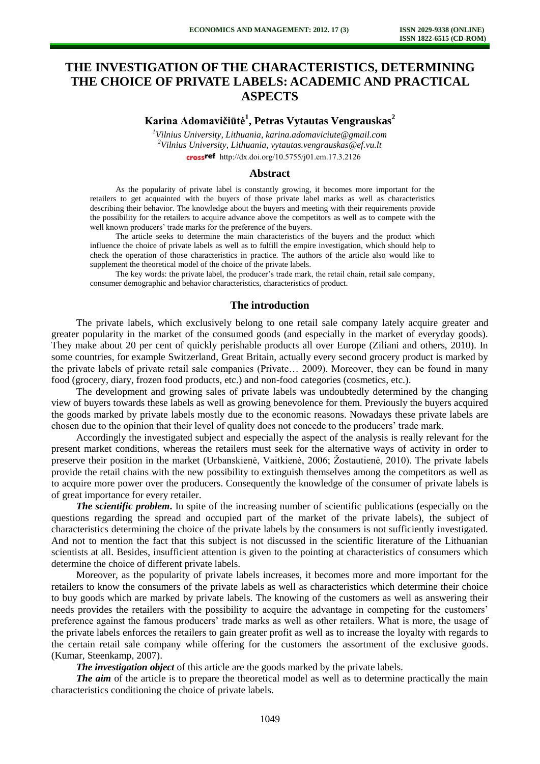# THE INVESTIGATION OF THE CHARACTERISTICS, DETERMINING THE CHOICE OF PRIVATE LABELS: ACADEMIC AND PRACTICAL ASPECTS

**Karina Adomavičiūtė[1], Petras Vytautas Vengrauskas[2]**

*[1]Vilnius University, Lithuania, karina.adomaviciute@gmail.com*
*[2]Vilnius University, Lithuania, vytautas.vengrauskas@ef.vu.lt*
http://dx.doi.org/10.5755/j01.em.17.3.2126

## Abstract

As the popularity of private label is constantly growing, it becomes more important for the retailers to get acquainted with the buyers of those private label marks as well as characteristics describing their behavior. The knowledge about the buyers and meeting with their requirements provide the possibility for the retailers to acquire advance above the competitors as well as to compete with the well known producers' trade marks for the preference of the buyers.

The article seeks to determine the main characteristics of the buyers and the product which influence the choice of private labels as well as to fulfill the empire investigation, which should help to check the operation of those characteristics in practice. The authors of the article also would like to supplement the theoretical model of the choice of the private labels.

The key words: the private label, the producer's trade mark, the retail chain, retail sale company, consumer demographic and behavior characteristics, characteristics of product.

## The introduction

The private labels, which exclusively belong to one retail sale company lately acquire greater and greater popularity in the market of the consumed goods (and especially in the market of everyday goods). They make about 20 per cent of quickly perishable products all over Europe (Ziliani and others, 2010). In some countries, for example Switzerland, Great Britain, actually every second grocery product is marked by the private labels of private retail sale companies (Private… 2009). Moreover, they can be found in many food (grocery, diary, frozen food products, etc.) and non-food categories (cosmetics, etc.).

The development and growing sales of private labels was undoubtedly determined by the changing view of buyers towards these labels as well as growing benevolence for them. Previously the buyers acquired the goods marked by private labels mostly due to the economic reasons. Nowadays these private labels are chosen due to the opinion that their level of quality does not concede to the producers' trade mark.

Accordingly the investigated subject and especially the aspect of the analysis is really relevant for the present market conditions, whereas the retailers must seek for the alternative ways of activity in order to preserve their position in the market (Urbanskienė, Vaitkienė, 2006; Žostautienė, 2010). The private labels provide the retail chains with the new possibility to extinguish themselves among the competitors as well as to acquire more power over the producers. Consequently the knowledge of the consumer of private labels is of great importance for every retailer.

***The scientific problem*.** In spite of the increasing number of scientific publications (especially on the questions regarding the spread and occupied part of the market of the private labels), the subject of characteristics determining the choice of the private labels by the consumers is not sufficiently investigated. And not to mention the fact that this subject is not discussed in the scientific literature of the Lithuanian scientists at all. Besides, insufficient attention is given to the pointing at characteristics of consumers which determine the choice of different private labels.

Moreover, as the popularity of private labels increases, it becomes more and more important for the retailers to know the consumers of the private labels as well as characteristics which determine their choice to buy goods which are marked by private labels. The knowing of the customers as well as answering their needs provides the retailers with the possibility to acquire the advantage in competing for the customers' preference against the famous producers' trade marks as well as other retailers. What is more, the usage of the private labels enforces the retailers to gain greater profit as well as to increase the loyalty with regards to the certain retail sale company while offering for the customers the assortment of the exclusive goods. (Kumar, Steenkamp, 2007).

***The investigation object*** of this article are the goods marked by the private labels.

***The aim*** of the article is to prepare the theoretical model as well as to determine practically the main characteristics conditioning the choice of private labels.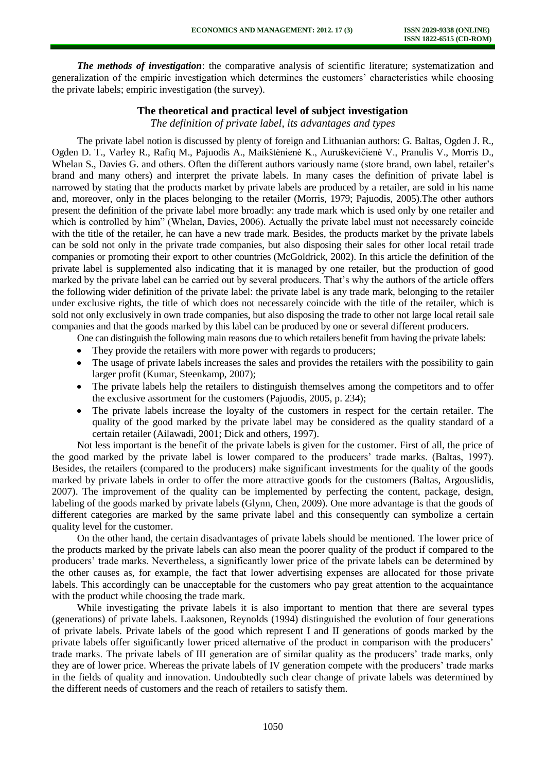***The methods of investigation***: the comparative analysis of scientific literature; systematization and generalization of the empiric investigation which determines the customers' characteristics while choosing the private labels; empiric investigation (the survey).

## The theoretical and practical level of subject investigation

### *The definition of private label, its advantages and types*

The private label notion is discussed by plenty of foreign and Lithuanian authors: G. Baltas, Ogden J. R., Ogden D. T., Varley R., Rafiq M., Pajuodis A., Maikštėnienė K., Auruškevičienė V., Pranulis V., Morris D., Whelan S., Davies G. and others. Often the different authors variously name (store brand, own label, retailer's brand and many others) and interpret the private labels. In many cases the definition of private label is narrowed by stating that the products market by private labels are produced by a retailer, are sold in his name and, moreover, only in the places belonging to the retailer (Morris, 1979; Pajuodis, 2005).The other authors present the definition of the private label more broadly: any trade mark which is used only by one retailer and which is controlled by him" (Whelan, Davies, 2006). Actually the private label must not necessarely coincide with the title of the retailer, he can have a new trade mark. Besides, the products market by the private labels can be sold not only in the private trade companies, but also disposing their sales for other local retail trade companies or promoting their export to other countries (McGoldrick, 2002). In this article the definition of the private label is supplemented also indicating that it is managed by one retailer, but the production of good marked by the private label can be carried out by several producers. That's why the authors of the article offers the following wider definition of the private label: the private label is any trade mark, belonging to the retailer under exclusive rights, the title of which does not necessarely coincide with the title of the retailer, which is sold not only exclusively in own trade companies, but also disposing the trade to other not large local retail sale companies and that the goods marked by this label can be produced by one or several different producers.

One can distinguish the following main reasons due to which retailers benefit from having the private labels:

- They provide the retailers with more power with regards to producers;
- The usage of private labels increases the sales and provides the retailers with the possibility to gain larger profit (Kumar, Steenkamp, 2007);
- The private labels help the retailers to distinguish themselves among the competitors and to offer the exclusive assortment for the customers (Pajuodis, 2005, p. 234);
- The private labels increase the loyalty of the customers in respect for the certain retailer. The quality of the good marked by the private label may be considered as the quality standard of a certain retailer (Ailawadi, 2001; Dick and others, 1997).

Not less important is the benefit of the private labels is given for the customer. First of all, the price of the good marked by the private label is lower compared to the producers' trade marks. (Baltas, 1997). Besides, the retailers (compared to the producers) make significant investments for the quality of the goods marked by private labels in order to offer the more attractive goods for the customers (Baltas, Argouslidis, 2007). The improvement of the quality can be implemented by perfecting the content, package, design, labeling of the goods marked by private labels (Glynn, Chen, 2009). One more advantage is that the goods of different categories are marked by the same private label and this consequently can symbolize a certain quality level for the customer.

On the other hand, the certain disadvantages of private labels should be mentioned. The lower price of the products marked by the private labels can also mean the poorer quality of the product if compared to the producers' trade marks. Nevertheless, a significantly lower price of the private labels can be determined by the other causes as, for example, the fact that lower advertising expenses are allocated for those private labels. This accordingly can be unacceptable for the customers who pay great attention to the acquaintance with the product while choosing the trade mark.

While investigating the private labels it is also important to mention that there are several types (generations) of private labels. Laaksonen, Reynolds (1994) distinguished the evolution of four generations of private labels. Private labels of the good which represent I and II generations of goods marked by the private labels offer significantly lower priced alternative of the product in comparison with the producers' trade marks. The private labels of III generation are of similar quality as the producers' trade marks, only they are of lower price. Whereas the private labels of IV generation compete with the producers' trade marks in the fields of quality and innovation. Undoubtedly such clear change of private labels was determined by the different needs of customers and the reach of retailers to satisfy them.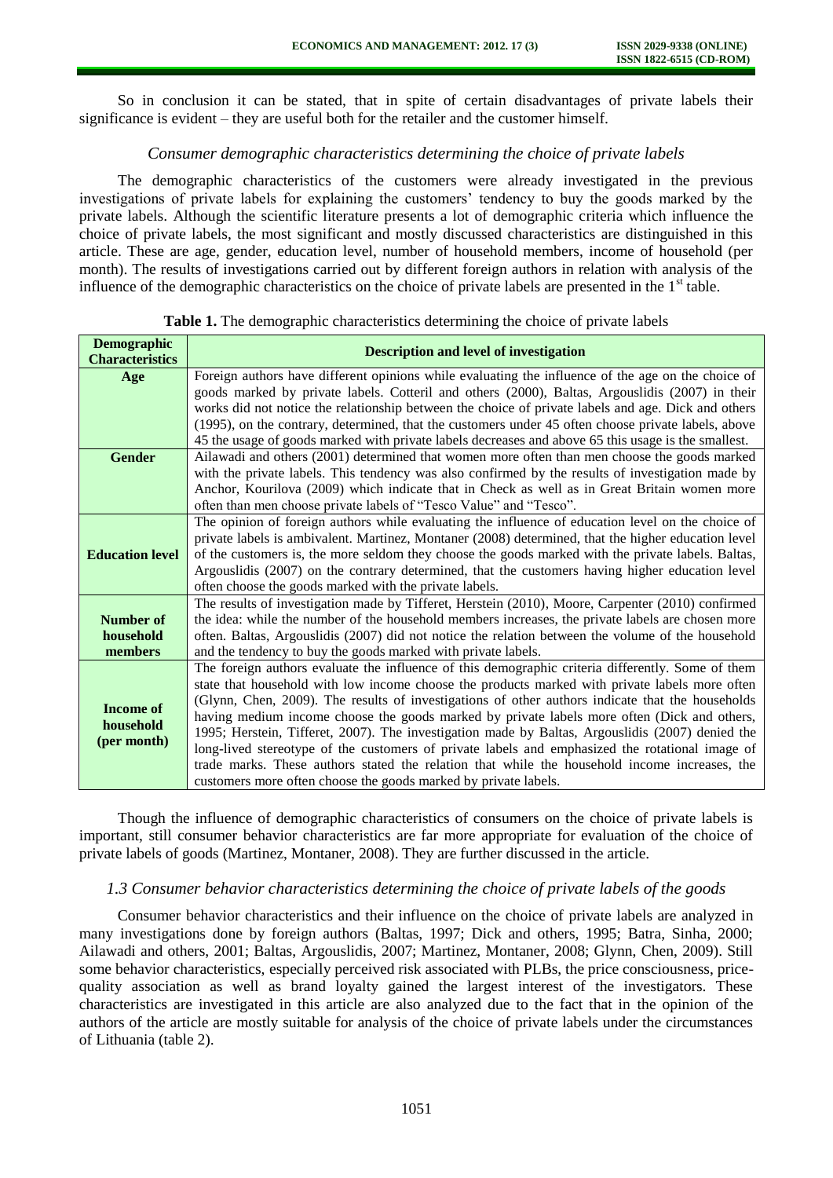So in conclusion it can be stated, that in spite of certain disadvantages of private labels their significance is evident – they are useful both for the retailer and the customer himself.

### *Consumer demographic characteristics determining the choice of private labels*

The demographic characteristics of the customers were already investigated in the previous investigations of private labels for explaining the customers' tendency to buy the goods marked by the private labels. Although the scientific literature presents a lot of demographic criteria which influence the choice of private labels, the most significant and mostly discussed characteristics are distinguished in this article. These are age, gender, education level, number of household members, income of household (per month). The results of investigations carried out by different foreign authors in relation with analysis of the influence of the demographic characteristics on the choice of private labels are presented in the 1st table.

**Table 1.** The demographic characteristics determining the choice of private labels

| Demographic Characteristics | Description and level of investigation |
|---|---|
| **Age** | Foreign authors have different opinions while evaluating the influence of the age on the choice of goods marked by private labels. Cotteril and others (2000), Baltas, Argouslidis (2007) in their works did not notice the relationship between the choice of private labels and age. Dick and others (1995), on the contrary, determined, that the customers under 45 often choose private labels, above 45 the usage of goods marked with private labels decreases and above 65 this usage is the smallest. |
| **Gender** | Ailawadi and others (2001) determined that women more often than men choose the goods marked with the private labels. This tendency was also confirmed by the results of investigation made by Anchor, Kourilova (2009) which indicate that in Check as well as in Great Britain women more often than men choose private labels of "Tesco Value" and "Tesco". |
| **Education level** | The opinion of foreign authors while evaluating the influence of education level on the choice of private labels is ambivalent. Martinez, Montaner (2008) determined, that the higher education level of the customers is, the more seldom they choose the goods marked with the private labels. Baltas, Argouslidis (2007) on the contrary determined, that the customers having higher education level often choose the goods marked with the private labels. |
| **Number of household members** | The results of investigation made by Tifferet, Herstein (2010), Moore, Carpenter (2010) confirmed the idea: while the number of the household members increases, the private labels are chosen more often. Baltas, Argouslidis (2007) did not notice the relation between the volume of the household and the tendency to buy the goods marked with private labels. |
| **Income of household (per month)** | The foreign authors evaluate the influence of this demographic criteria differently. Some of them state that household with low income choose the products marked with private labels more often (Glynn, Chen, 2009). The results of investigations of other authors indicate that the households having medium income choose the goods marked by private labels more often (Dick and others, 1995; Herstein, Tifferet, 2007). The investigation made by Baltas, Argouslidis (2007) denied the long-lived stereotype of the customers of private labels and emphasized the rotational image of trade marks. These authors stated the relation that while the household income increases, the customers more often choose the goods marked by private labels. |

Though the influence of demographic characteristics of consumers on the choice of private labels is important, still consumer behavior characteristics are far more appropriate for evaluation of the choice of private labels of goods (Martinez, Montaner, 2008). They are further discussed in the article.

### *1.3 Consumer behavior characteristics determining the choice of private labels of the goods*

Consumer behavior characteristics and their influence on the choice of private labels are analyzed in many investigations done by foreign authors (Baltas, 1997; Dick and others, 1995; Batra, Sinha, 2000; Ailawadi and others, 2001; Baltas, Argouslidis, 2007; Martinez, Montaner, 2008; Glynn, Chen, 2009). Still some behavior characteristics, especially perceived risk associated with PLBs, the price consciousness, price-quality association as well as brand loyalty gained the largest interest of the investigators. These characteristics are investigated in this article are also analyzed due to the fact that in the opinion of the authors of the article are mostly suitable for analysis of the choice of private labels under the circumstances of Lithuania (table 2).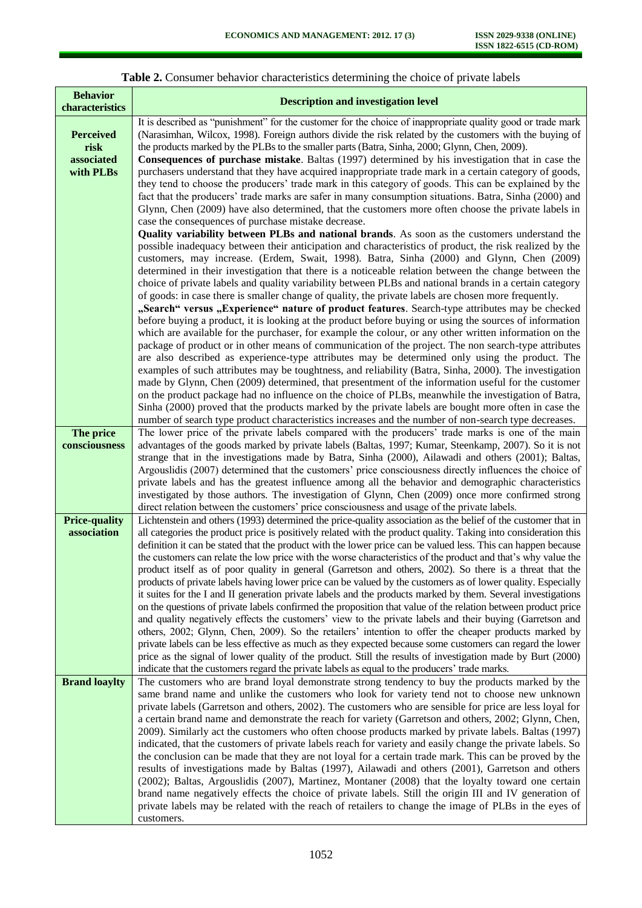**Table 2.** Consumer behavior characteristics determining the choice of private labels

| Behavior characteristics | Description and investigation level |
|---|---|
| **Perceived risk associated with PLBs** | It is described as "punishment" for the customer for the choice of inappropriate quality good or trade mark (Narasimhan, Wilcox, 1998). Foreign authors divide the risk related by the customers with the buying of the products marked by the PLBs to the smaller parts (Batra, Sinha, 2000; Glynn, Chen, 2009). **Consequences of purchase mistake**. Baltas (1997) determined by his investigation that in case the purchasers understand that they have acquired inappropriate trade mark in a certain category of goods, they tend to choose the producers' trade mark in this category of goods. This can be explained by the fact that the producers' trade marks are safer in many consumption situations. Batra, Sinha (2000) and Glynn, Chen (2009) have also determined, that the customers more often choose the private labels in case the consequences of purchase mistake decrease. **Quality variability between PLBs and national brands**. As soon as the customers understand the possible inadequacy between their anticipation and characteristics of product, the risk realized by the customers, may increase. (Erdem, Swait, 1998). Batra, Sinha (2000) and Glynn, Chen (2009) determined in their investigation that there is a noticeable relation between the change between the choice of private labels and quality variability between PLBs and national brands in a certain category of goods: in case there is smaller change of quality, the private labels are chosen more frequently. **„Search" versus „Experience" nature of product features**. Search-type attributes may be checked before buying a product, it is looking at the product before buying or using the sources of information which are available for the purchaser, for example the colour, or any other written information on the package of product or in other means of communication of the project. The non search-type attributes are also described as experience-type attributes may be determined only using the product. The examples of such attributes may be toughtness, and reliability (Batra, Sinha, 2000). The investigation made by Glynn, Chen (2009) determined, that presentment of the information useful for the customer on the product package had no influence on the choice of PLBs, meanwhile the investigation of Batra, Sinha (2000) proved that the products marked by the private labels are bought more often in case the number of search type product characteristics increases and the number of non-search type decreases. |
| **The price consciousness** | The lower price of the private labels compared with the producers' trade marks is one of the main advantages of the goods marked by private labels (Baltas, 1997; Kumar, Steenkamp, 2007). So it is not strange that in the investigations made by Batra, Sinha (2000), Ailawadi and others (2001); Baltas, Argouslidis (2007) determined that the customers' price consciousness directly influences the choice of private labels and has the greatest influence among all the behavior and demographic characteristics investigated by those authors. The investigation of Glynn, Chen (2009) once more confirmed strong direct relation between the customers' price consciousness and usage of the private labels. |
| **Price-quality association** | Lichtenstein and others (1993) determined the price-quality association as the belief of the customer that in all categories the product price is positively related with the product quality. Taking into consideration this definition it can be stated that the product with the lower price can be valued less. This can happen because the customers can relate the low price with the worse characteristics of the product and that's why value the product itself as of poor quality in general (Garretson and others, 2002). So there is a threat that the products of private labels having lower price can be valued by the customers as of lower quality. Especially it suites for the I and II generation private labels and the products marked by them. Several investigations on the questions of private labels confirmed the proposition that value of the relation between product price and quality negatively effects the customers' view to the private labels and their buying (Garretson and others, 2002; Glynn, Chen, 2009). So the retailers' intention to offer the cheaper products marked by private labels can be less effective as much as they expected because some customers can regard the lower price as the signal of lower quality of the product. Still the results of investigation made by Burt (2000) indicate that the customers regard the private labels as equal to the producers' trade marks. |
| **Brand loaylty** | The customers who are brand loyal demonstrate strong tendency to buy the products marked by the same brand name and unlike the customers who look for variety tend not to choose new unknown private labels (Garretson and others, 2002). The customers who are sensible for price are less loyal for a certain brand name and demonstrate the reach for variety (Garretson and others, 2002; Glynn, Chen, 2009). Similarly act the customers who often choose products marked by private labels. Baltas (1997) indicated, that the customers of private labels reach for variety and easily change the private labels. So the conclusion can be made that they are not loyal for a certain trade mark. This can be proved by the results of investigations made by Baltas (1997), Ailawadi and others (2001), Garretson and others (2002); Baltas, Argouslidis (2007), Martinez, Montaner (2008) that the loyalty toward one certain brand name negatively effects the choice of private labels. Still the origin III and IV generation of private labels may be related with the reach of retailers to change the image of PLBs in the eyes of customers. |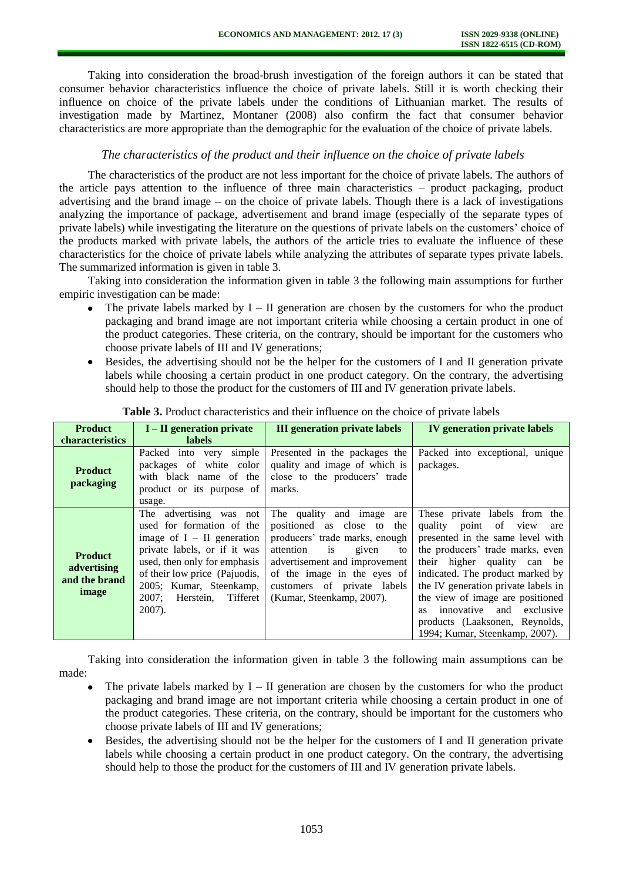Taking into consideration the broad-brush investigation of the foreign authors it can be stated that consumer behavior characteristics influence the choice of private labels. Still it is worth checking their influence on choice of the private labels under the conditions of Lithuanian market. The results of investigation made by Martinez, Montaner (2008) also confirm the fact that consumer behavior characteristics are more appropriate than the demographic for the evaluation of the choice of private labels.

### *The characteristics of the product and their influence on the choice of private labels*

The characteristics of the product are not less important for the choice of private labels. The authors of the article pays attention to the influence of three main characteristics – product packaging, product advertising and the brand image – on the choice of private labels. Though there is a lack of investigations analyzing the importance of package, advertisement and brand image (especially of the separate types of private labels) while investigating the literature on the questions of private labels on the customers' choice of the products marked with private labels, the authors of the article tries to evaluate the influence of these characteristics for the choice of private labels while analyzing the attributes of separate types private labels. The summarized information is given in table 3.

Taking into consideration the information given in table 3 the following main assumptions for further empiric investigation can be made:

- The private labels marked by I – II generation are chosen by the customers for who the product packaging and brand image are not important criteria while choosing a certain product in one of the product categories. These criteria, on the contrary, should be important for the customers who choose private labels of III and IV generations;
- Besides, the advertising should not be the helper for the customers of I and II generation private labels while choosing a certain product in one product category. On the contrary, the advertising should help to those the product for the customers of III and IV generation private labels.

**Table 3.** Product characteristics and their influence on the choice of private labels

| Product characteristics | I – II generation private labels | III generation private labels | IV generation private labels |
|---|---|---|---|
| **Product packaging** | Packed into very simple packages of white color with black name of the product or its purpose of usage. | Presented in the packages the quality and image of which is close to the producers' trade marks. | Packed into exceptional, unique packages. |
| **Product advertising and the brand image** | The advertising was not used for formation of the image of I – II generation private labels, or if it was used, then only for emphasis of their low price (Pajuodis, 2005; Kumar, Steenkamp, 2007; Herstein, Tifferet 2007). | The quality and image are positioned as close to the producers' trade marks, enough attention is given to advertisement and improvement of the image in the eyes of customers of private labels (Kumar, Steenkamp, 2007). | These private labels from the quality point of view are presented in the same level with the producers' trade marks, even their higher quality can be indicated. The product marked by the IV generation private labels in the view of image are positioned as innovative and exclusive products (Laaksonen, Reynolds, 1994; Kumar, Steenkamp, 2007). |

Taking into consideration the information given in table 3 the following main assumptions can be made:

- The private labels marked by I – II generation are chosen by the customers for who the product packaging and brand image are not important criteria while choosing a certain product in one of the product categories. These criteria, on the contrary, should be important for the customers who choose private labels of III and IV generations;
- Besides, the advertising should not be the helper for the customers of I and II generation private labels while choosing a certain product in one product category. On the contrary, the advertising should help to those the product for the customers of III and IV generation private labels.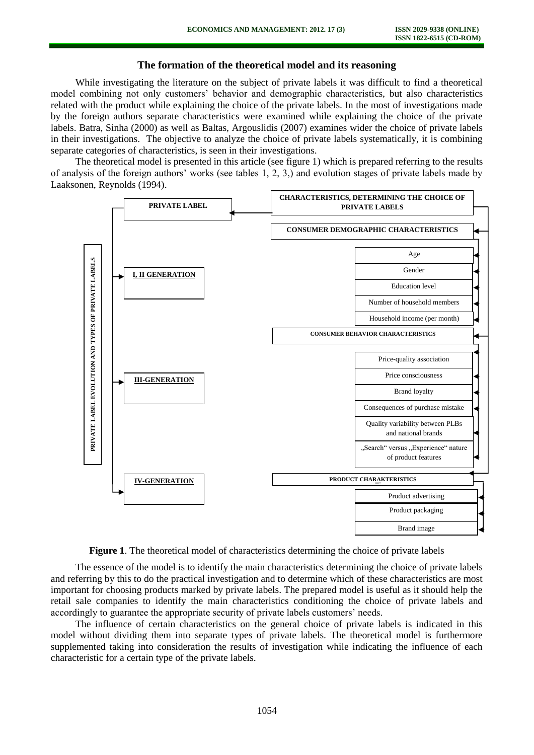## The formation of the theoretical model and its reasoning

While investigating the literature on the subject of private labels it was difficult to find a theoretical model combining not only customers' behavior and demographic characteristics, but also characteristics related with the product while explaining the choice of the private labels. In the most of investigations made by the foreign authors separate characteristics were examined while explaining the choice of the private labels. Batra, Sinha (2000) as well as Baltas, Argouslidis (2007) examines wider the choice of private labels in their investigations. The objective to analyze the choice of private labels systematically, it is combining separate categories of characteristics, is seen in their investigations.

The theoretical model is presented in this article (see figure 1) which is prepared referring to the results of analysis of the foreign authors' works (see tables 1, 2, 3,) and evolution stages of private labels made by Laaksonen, Reynolds (1994).

PRIVATE LABEL EVOLUTION AND TYPES OF PRIVATE LABELS

- PRIVATE LABEL
- I, II GENERATION
- III-GENERATION
- IV-GENERATION

CHARACTERISTICS, DETERMINING THE CHOICE OF PRIVATE LABELS

- CONSUMER DEMOGRAPHIC CHARACTERISTICS
  - Age
  - Gender
  - Education level
  - Number of household members
  - Household income (per month)
- CONSUMER BEHAVIOR CHARACTERISTICS
  - Price-quality association
  - Price consciousness
  - Brand loyalty
  - Consequences of purchase mistake
  - Quality variability between PLBs and national brands
  - „Search" versus „Experience" nature of product features
- PRODUCT CHARAKTERISTICS
  - Product advertising
  - Product packaging
  - Brand image

**Figure 1**. The theoretical model of characteristics determining the choice of private labels

The essence of the model is to identify the main characteristics determining the choice of private labels and referring by this to do the practical investigation and to determine which of these characteristics are most important for choosing products marked by private labels. The prepared model is useful as it should help the retail sale companies to identify the main characteristics conditioning the choice of private labels and accordingly to guarantee the appropriate security of private labels customers' needs.

The influence of certain characteristics on the general choice of private labels is indicated in this model without dividing them into separate types of private labels. The theoretical model is furthermore supplemented taking into consideration the results of investigation while indicating the influence of each characteristic for a certain type of the private labels.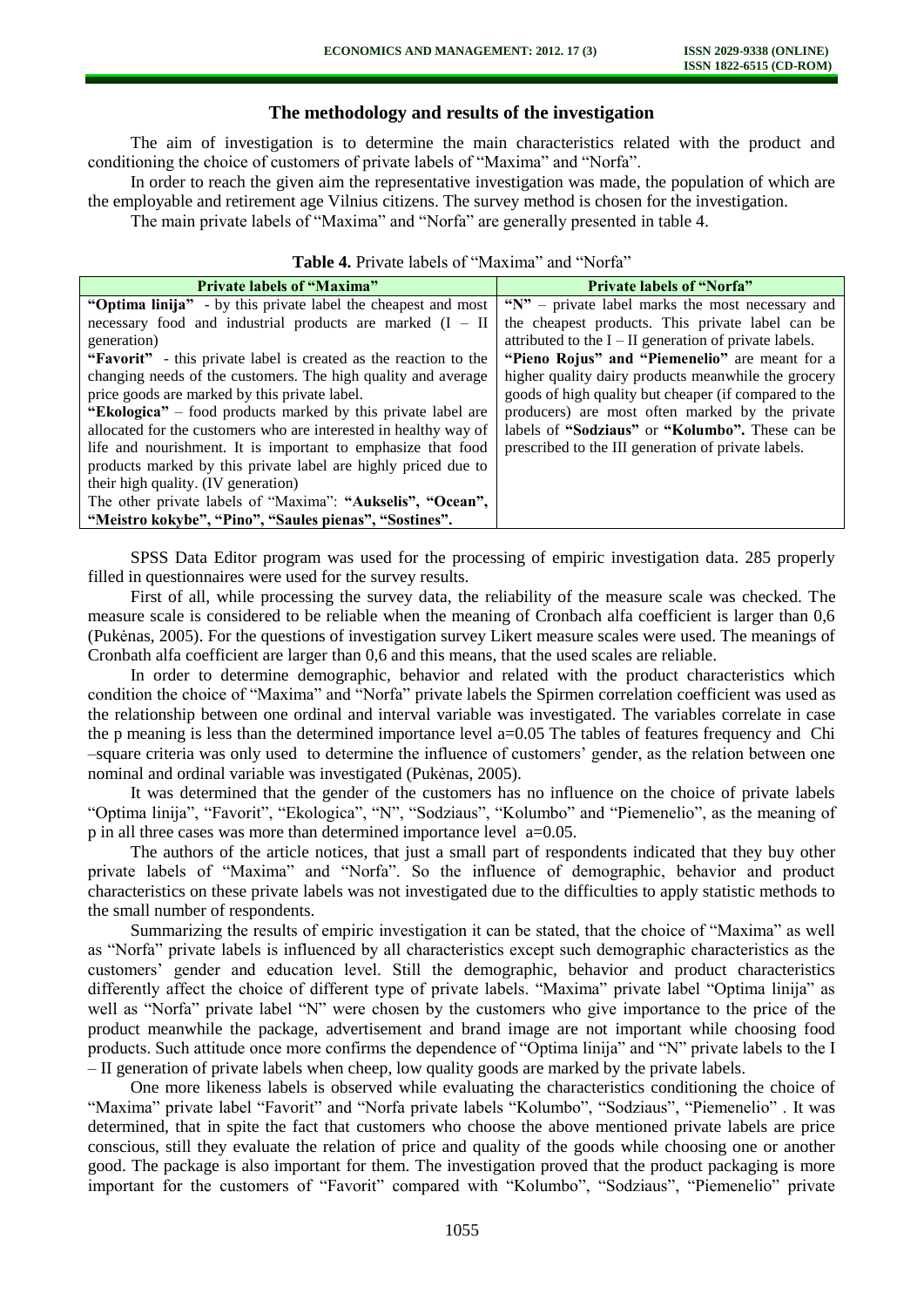## The methodology and results of the investigation

The aim of investigation is to determine the main characteristics related with the product and conditioning the choice of customers of private labels of "Maxima" and "Norfa".

In order to reach the given aim the representative investigation was made, the population of which are the employable and retirement age Vilnius citizens. The survey method is chosen for the investigation.

The main private labels of "Maxima" and "Norfa" are generally presented in table 4.

**Table 4.** Private labels of "Maxima" and "Norfa"

| Private labels of "Maxima" | Private labels of "Norfa" |
|---|---|
| **"Optima linija"** - by this private label the cheapest and most necessary food and industrial products are marked (I – II generation)<br>**"Favorit"** - this private label is created as the reaction to the changing needs of the customers. The high quality and average price goods are marked by this private label.<br>**"Ekologica"** – food products marked by this private label are allocated for the customers who are interested in healthy way of life and nourishment. It is important to emphasize that food products marked by this private label are highly priced due to their high quality. (IV generation)<br>The other private labels of "Maxima": **"Aukselis", "Ocean", "Meistro kokybe", "Pino", "Saules pienas", "Sostines".** | **"N"** – private label marks the most necessary and the cheapest products. This private label can be attributed to the I – II generation of private labels.<br>**"Pieno Rojus" and "Piemenelio"** are meant for a higher quality dairy products meanwhile the grocery goods of high quality but cheaper (if compared to the producers) are most often marked by the private labels of **"Sodziaus"** or **"Kolumbo".** These can be prescribed to the III generation of private labels. |

SPSS Data Editor program was used for the processing of empiric investigation data. 285 properly filled in questionnaires were used for the survey results.

First of all, while processing the survey data, the reliability of the measure scale was checked. The measure scale is considered to be reliable when the meaning of Cronbach alfa coefficient is larger than 0,6 (Pukėnas, 2005). For the questions of investigation survey Likert measure scales were used. The meanings of Cronbath alfa coefficient are larger than 0,6 and this means, that the used scales are reliable.

In order to determine demographic, behavior and related with the product characteristics which condition the choice of "Maxima" and "Norfa" private labels the Spirmen correlation coefficient was used as the relationship between one ordinal and interval variable was investigated. The variables correlate in case the p meaning is less than the determined importance level a=0.05 The tables of features frequency and Chi –square criteria was only used to determine the influence of customers' gender, as the relation between one nominal and ordinal variable was investigated (Pukėnas, 2005).

It was determined that the gender of the customers has no influence on the choice of private labels "Optima linija", "Favorit", "Ekologica", "N", "Sodziaus", "Kolumbo" and "Piemenelio", as the meaning of p in all three cases was more than determined importance level a=0.05.

The authors of the article notices, that just a small part of respondents indicated that they buy other private labels of "Maxima" and "Norfa". So the influence of demographic, behavior and product characteristics on these private labels was not investigated due to the difficulties to apply statistic methods to the small number of respondents.

Summarizing the results of empiric investigation it can be stated, that the choice of "Maxima" as well as "Norfa" private labels is influenced by all characteristics except such demographic characteristics as the customers' gender and education level. Still the demographic, behavior and product characteristics differently affect the choice of different type of private labels. "Maxima" private label "Optima linija" as well as "Norfa" private label "N" were chosen by the customers who give importance to the price of the product meanwhile the package, advertisement and brand image are not important while choosing food products. Such attitude once more confirms the dependence of "Optima linija" and "N" private labels to the I – II generation of private labels when cheep, low quality goods are marked by the private labels.

One more likeness labels is observed while evaluating the characteristics conditioning the choice of "Maxima" private label "Favorit" and "Norfa private labels "Kolumbo", "Sodziaus", "Piemenelio" . It was determined, that in spite the fact that customers who choose the above mentioned private labels are price conscious, still they evaluate the relation of price and quality of the goods while choosing one or another good. The package is also important for them. The investigation proved that the product packaging is more important for the customers of "Favorit" compared with "Kolumbo", "Sodziaus", "Piemenelio" private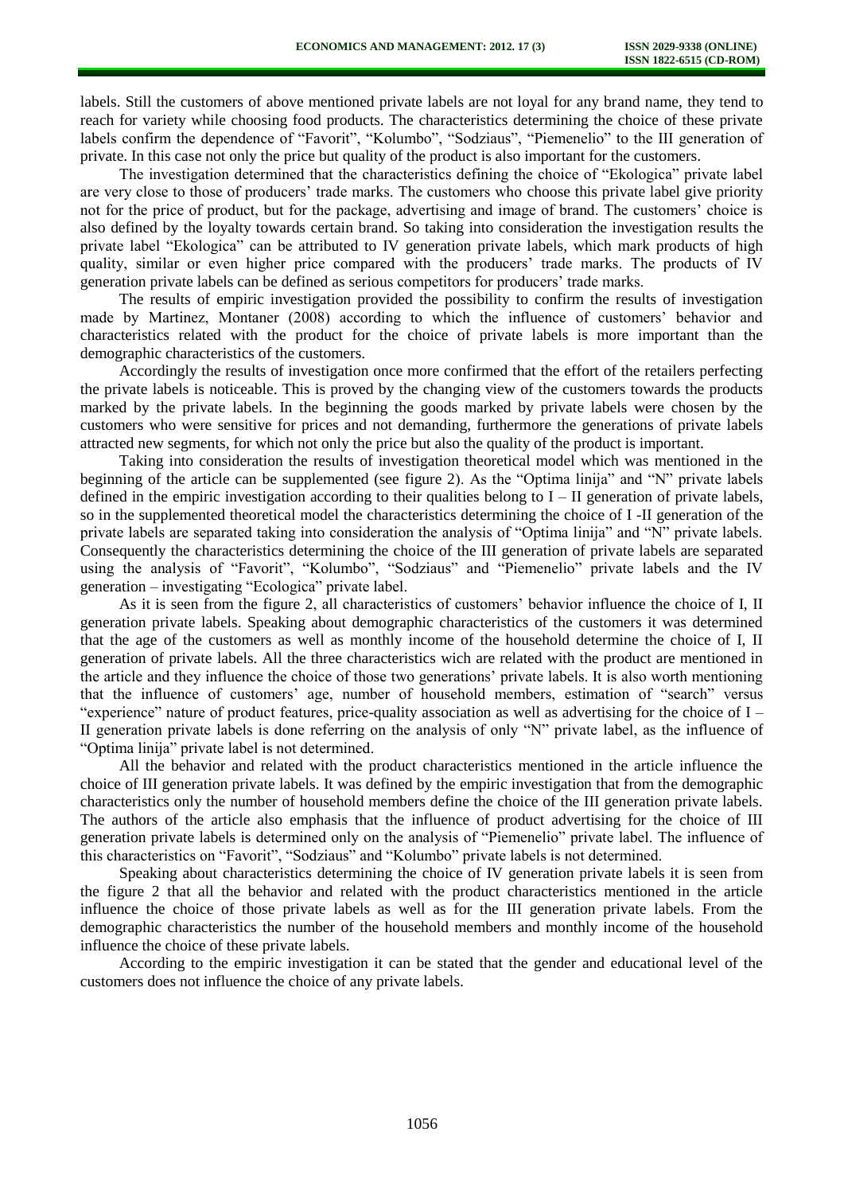labels. Still the customers of above mentioned private labels are not loyal for any brand name, they tend to reach for variety while choosing food products. The characteristics determining the choice of these private labels confirm the dependence of "Favorit", "Kolumbo", "Sodziaus", "Piemenelio" to the III generation of private. In this case not only the price but quality of the product is also important for the customers.

The investigation determined that the characteristics defining the choice of "Ekologica" private label are very close to those of producers' trade marks. The customers who choose this private label give priority not for the price of product, but for the package, advertising and image of brand. The customers' choice is also defined by the loyalty towards certain brand. So taking into consideration the investigation results the private label "Ekologica" can be attributed to IV generation private labels, which mark products of high quality, similar or even higher price compared with the producers' trade marks. The products of IV generation private labels can be defined as serious competitors for producers' trade marks.

The results of empiric investigation provided the possibility to confirm the results of investigation made by Martinez, Montaner (2008) according to which the influence of customers' behavior and characteristics related with the product for the choice of private labels is more important than the demographic characteristics of the customers.

Accordingly the results of investigation once more confirmed that the effort of the retailers perfecting the private labels is noticeable. This is proved by the changing view of the customers towards the products marked by the private labels. In the beginning the goods marked by private labels were chosen by the customers who were sensitive for prices and not demanding, furthermore the generations of private labels attracted new segments, for which not only the price but also the quality of the product is important.

Taking into consideration the results of investigation theoretical model which was mentioned in the beginning of the article can be supplemented (see figure 2). As the "Optima linija" and "N" private labels defined in the empiric investigation according to their qualities belong to I – II generation of private labels, so in the supplemented theoretical model the characteristics determining the choice of I -II generation of the private labels are separated taking into consideration the analysis of "Optima linija" and "N" private labels. Consequently the characteristics determining the choice of the III generation of private labels are separated using the analysis of "Favorit", "Kolumbo", "Sodziaus" and "Piemenelio" private labels and the IV generation – investigating "Ecologica" private label.

As it is seen from the figure 2, all characteristics of customers' behavior influence the choice of I, II generation private labels. Speaking about demographic characteristics of the customers it was determined that the age of the customers as well as monthly income of the household determine the choice of I, II generation of private labels. All the three characteristics wich are related with the product are mentioned in the article and they influence the choice of those two generations' private labels. It is also worth mentioning that the influence of customers' age, number of household members, estimation of "search" versus "experience" nature of product features, price-quality association as well as advertising for the choice of I – II generation private labels is done referring on the analysis of only "N" private label, as the influence of "Optima linija" private label is not determined.

All the behavior and related with the product characteristics mentioned in the article influence the choice of III generation private labels. It was defined by the empiric investigation that from the demographic characteristics only the number of household members define the choice of the III generation private labels. The authors of the article also emphasis that the influence of product advertising for the choice of III generation private labels is determined only on the analysis of "Piemenelio" private label. The influence of this characteristics on "Favorit", "Sodziaus" and "Kolumbo" private labels is not determined.

Speaking about characteristics determining the choice of IV generation private labels it is seen from the figure 2 that all the behavior and related with the product characteristics mentioned in the article influence the choice of those private labels as well as for the III generation private labels. From the demographic characteristics the number of the household members and monthly income of the household influence the choice of these private labels.

According to the empiric investigation it can be stated that the gender and educational level of the customers does not influence the choice of any private labels.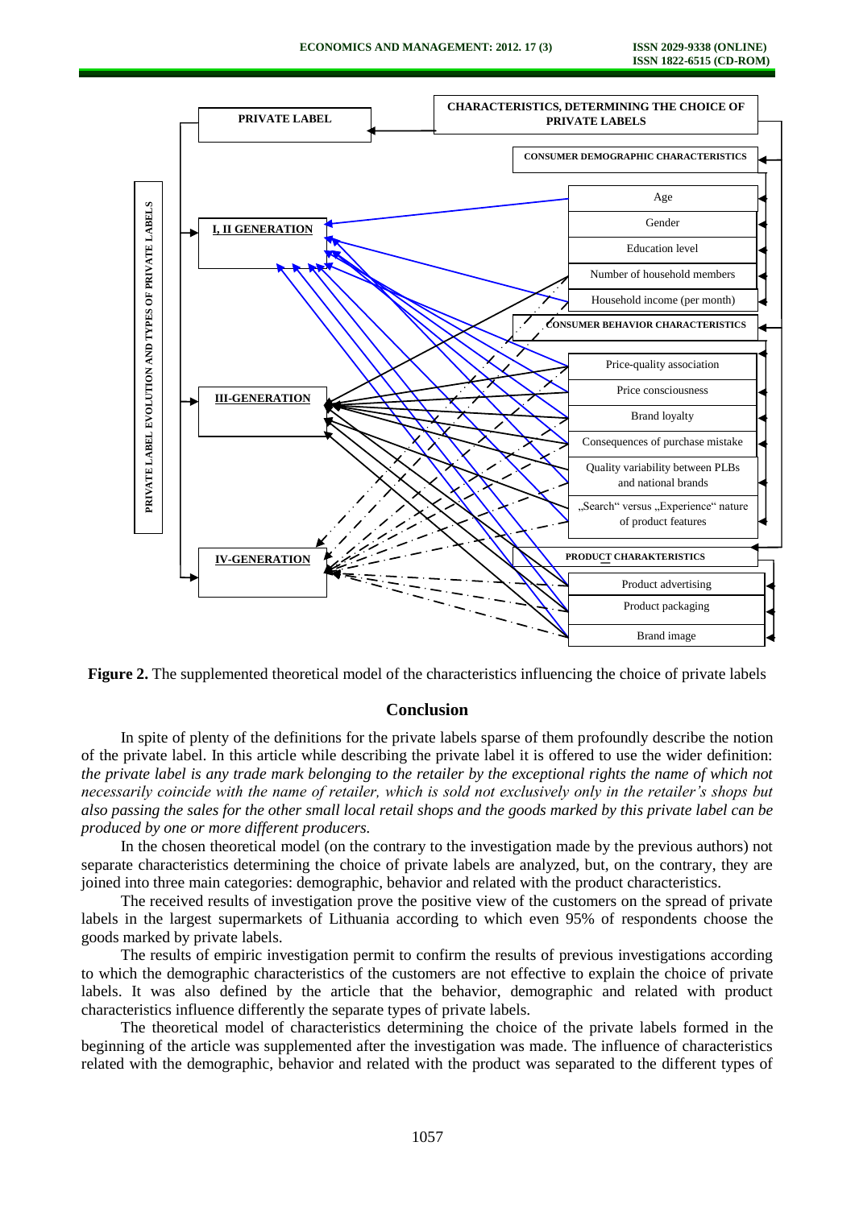**Figure 2.** The supplemented theoretical model of the characteristics influencing the choice of private labels

## Conclusion

In spite of plenty of the definitions for the private labels sparse of them profoundly describe the notion of the private label. In this article while describing the private label it is offered to use the wider definition: *the private label is any trade mark belonging to the retailer by the exceptional rights the name of which not necessarily coincide with the name of retailer, which is sold not exclusively only in the retailer's shops but also passing the sales for the other small local retail shops and the goods marked by this private label can be produced by one or more different producers.*

In the chosen theoretical model (on the contrary to the investigation made by the previous authors) not separate characteristics determining the choice of private labels are analyzed, but, on the contrary, they are joined into three main categories: demographic, behavior and related with the product characteristics.

The received results of investigation prove the positive view of the customers on the spread of private labels in the largest supermarkets of Lithuania according to which even 95% of respondents choose the goods marked by private labels.

The results of empiric investigation permit to confirm the results of previous investigations according to which the demographic characteristics of the customers are not effective to explain the choice of private labels. It was also defined by the article that the behavior, demographic and related with product characteristics influence differently the separate types of private labels.

The theoretical model of characteristics determining the choice of the private labels formed in the beginning of the article was supplemented after the investigation was made. The influence of characteristics related with the demographic, behavior and related with the product was separated to the different types of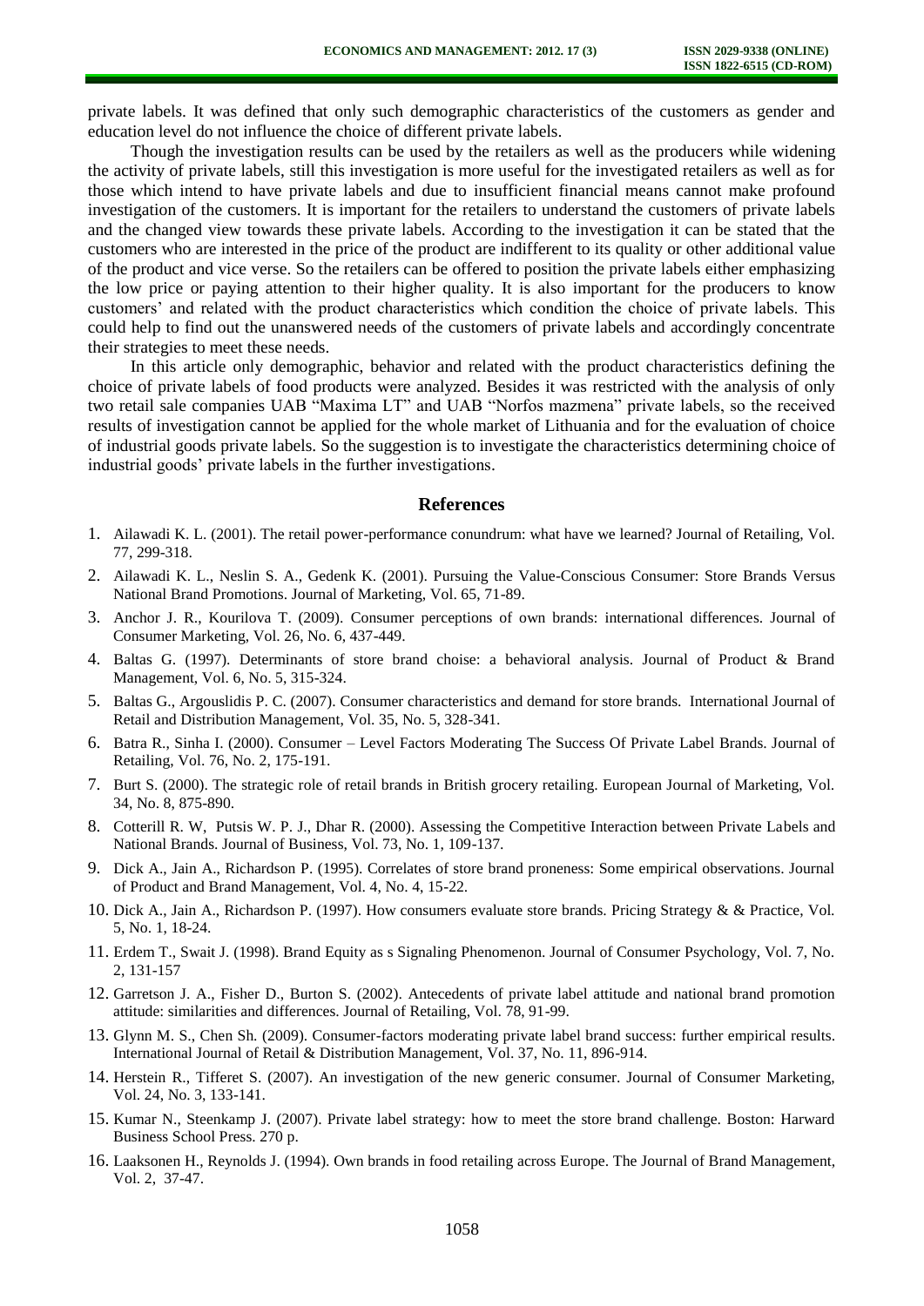private labels. It was defined that only such demographic characteristics of the customers as gender and education level do not influence the choice of different private labels.

Though the investigation results can be used by the retailers as well as the producers while widening the activity of private labels, still this investigation is more useful for the investigated retailers as well as for those which intend to have private labels and due to insufficient financial means cannot make profound investigation of the customers. It is important for the retailers to understand the customers of private labels and the changed view towards these private labels. According to the investigation it can be stated that the customers who are interested in the price of the product are indifferent to its quality or other additional value of the product and vice verse. So the retailers can be offered to position the private labels either emphasizing the low price or paying attention to their higher quality. It is also important for the producers to know customers' and related with the product characteristics which condition the choice of private labels. This could help to find out the unanswered needs of the customers of private labels and accordingly concentrate their strategies to meet these needs.

In this article only demographic, behavior and related with the product characteristics defining the choice of private labels of food products were analyzed. Besides it was restricted with the analysis of only two retail sale companies UAB "Maxima LT" and UAB "Norfos mazmena" private labels, so the received results of investigation cannot be applied for the whole market of Lithuania and for the evaluation of choice of industrial goods private labels. So the suggestion is to investigate the characteristics determining choice of industrial goods' private labels in the further investigations.

## References

1. Ailawadi K. L. (2001). The retail power-performance conundrum: what have we learned? Journal of Retailing, Vol. 77, 299-318.
2. Ailawadi K. L., Neslin S. A., Gedenk K. (2001). Pursuing the Value-Conscious Consumer: Store Brands Versus National Brand Promotions. Journal of Marketing, Vol. 65, 71-89.
3. Anchor J. R., Kourilova T. (2009). Consumer perceptions of own brands: international differences. Journal of Consumer Marketing, Vol. 26, No. 6, 437-449.
4. Baltas G. (1997). Determinants of store brand choise: a behavioral analysis. Journal of Product & Brand Management, Vol. 6, No. 5, 315-324.
5. Baltas G., Argouslidis P. C. (2007). Consumer characteristics and demand for store brands. International Journal of Retail and Distribution Management, Vol. 35, No. 5, 328-341.
6. Batra R., Sinha I. (2000). Consumer – Level Factors Moderating The Success Of Private Label Brands. Journal of Retailing, Vol. 76, No. 2, 175-191.
7. Burt S. (2000). The strategic role of retail brands in British grocery retailing. European Journal of Marketing, Vol. 34, No. 8, 875-890.
8. Cotterill R. W, Putsis W. P. J., Dhar R. (2000). Assessing the Competitive Interaction between Private Labels and National Brands. Journal of Business, Vol. 73, No. 1, 109-137.
9. Dick A., Jain A., Richardson P. (1995). Correlates of store brand proneness: Some empirical observations. Journal of Product and Brand Management, Vol. 4, No. 4, 15-22.
10. Dick A., Jain A., Richardson P. (1997). How consumers evaluate store brands. Pricing Strategy & & Practice, Vol. 5, No. 1, 18-24.
11. Erdem T., Swait J. (1998). Brand Equity as s Signaling Phenomenon. Journal of Consumer Psychology, Vol. 7, No. 2, 131-157
12. Garretson J. A., Fisher D., Burton S. (2002). Antecedents of private label attitude and national brand promotion attitude: similarities and differences. Journal of Retailing, Vol. 78, 91-99.
13. Glynn M. S., Chen Sh. (2009). Consumer-factors moderating private label brand success: further empirical results. International Journal of Retail & Distribution Management, Vol. 37, No. 11, 896-914.
14. Herstein R., Tifferet S. (2007). An investigation of the new generic consumer. Journal of Consumer Marketing, Vol. 24, No. 3, 133-141.
15. Kumar N., Steenkamp J. (2007). Private label strategy: how to meet the store brand challenge. Boston: Harward Business School Press. 270 p.
16. Laaksonen H., Reynolds J. (1994). Own brands in food retailing across Europe. The Journal of Brand Management, Vol. 2, 37-47.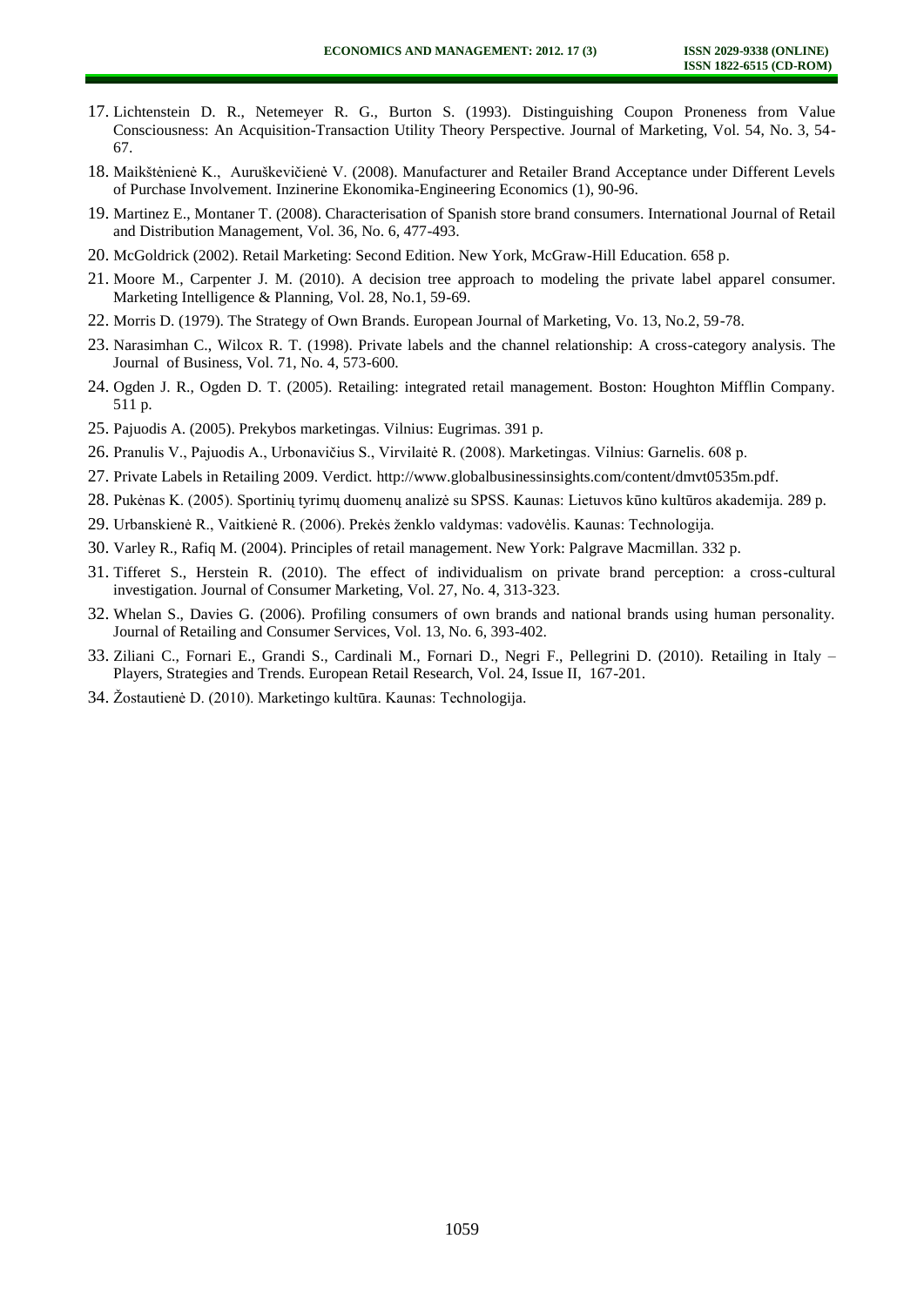17. Lichtenstein D. R., Netemeyer R. G., Burton S. (1993). Distinguishing Coupon Proneness from Value Consciousness: An Acquisition-Transaction Utility Theory Perspective. Journal of Marketing, Vol. 54, No. 3, 54-67.
18. Maikštėnienė K., Auruškevičienė V. (2008). Manufacturer and Retailer Brand Acceptance under Different Levels of Purchase Involvement. Inzinerine Ekonomika-Engineering Economics (1), 90-96.
19. Martinez E., Montaner T. (2008). Characterisation of Spanish store brand consumers. International Journal of Retail and Distribution Management, Vol. 36, No. 6, 477-493.
20. McGoldrick (2002). Retail Marketing: Second Edition. New York, McGraw-Hill Education. 658 p.
21. Moore M., Carpenter J. M. (2010). A decision tree approach to modeling the private label apparel consumer. Marketing Intelligence & Planning, Vol. 28, No.1, 59-69.
22. Morris D. (1979). The Strategy of Own Brands. European Journal of Marketing, Vo. 13, No.2, 59-78.
23. Narasimhan C., Wilcox R. T. (1998). Private labels and the channel relationship: A cross-category analysis. The Journal of Business, Vol. 71, No. 4, 573-600.
24. Ogden J. R., Ogden D. T. (2005). Retailing: integrated retail management. Boston: Houghton Mifflin Company. 511 p.
25. Pajuodis A. (2005). Prekybos marketingas. Vilnius: Eugrimas. 391 p.
26. Pranulis V., Pajuodis A., Urbonavičius S., Virvilaitė R. (2008). Marketingas. Vilnius: Garnelis. 608 p.
27. Private Labels in Retailing 2009. Verdict. http://www.globalbusinessinsights.com/content/dmvt0535m.pdf.
28. Pukėnas K. (2005). Sportinių tyrimų duomenų analizė su SPSS. Kaunas: Lietuvos kūno kultūros akademija. 289 p.
29. Urbanskienė R., Vaitkienė R. (2006). Prekės ženklo valdymas: vadovėlis. Kaunas: Technologija.
30. Varley R., Rafiq M. (2004). Principles of retail management. New York: Palgrave Macmillan. 332 p.
31. Tifferet S., Herstein R. (2010). The effect of individualism on private brand perception: a cross-cultural investigation. Journal of Consumer Marketing, Vol. 27, No. 4, 313-323.
32. Whelan S., Davies G. (2006). Profiling consumers of own brands and national brands using human personality. Journal of Retailing and Consumer Services, Vol. 13, No. 6, 393-402.
33. Ziliani C., Fornari E., Grandi S., Cardinali M., Fornari D., Negri F., Pellegrini D. (2010). Retailing in Italy – Players, Strategies and Trends. European Retail Research, Vol. 24, Issue II, 167-201.
34. Žostautienė D. (2010). Marketingo kultūra. Kaunas: Technologija.